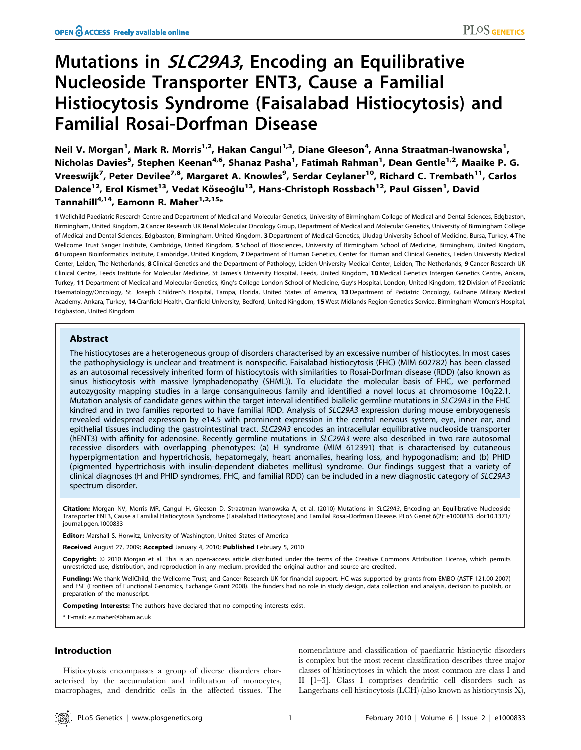# Mutations in *SLC29A3*, Encoding an Equilibrative Nucleoside Transporter ENT3, Cause a Familial Histiocytosis Syndrome (Faisalabad Histiocytosis) and Familial Rosai-Dorfman Disease

Neil V. Morgan[1], Mark R. Morris[1,2], Hakan Cangul[1,3], Diane Gleeson[4], Anna Straatman-Iwanowska[1], Nicholas Davies[5], Stephen Keenan[4,6], Shanaz Pasha[1], Fatimah Rahman[1], Dean Gentle[1,2], Maaike P. G. Vreeswijk[7], Peter Devilee[7,8], Margaret A. Knowles[9], Serdar Ceylaner[10], Richard C. Trembath[11], Carlos Dalence[12], Erol Kismet[13], Vedat Köseoğlu[13], Hans-Christoph Rossbach[12], Paul Gissen[1], David Tannahill[4,14], Eamonn R. Maher[1,2,15]*

1 Wellchild Paediatric Research Centre and Department of Medical and Molecular Genetics, University of Birmingham College of Medical and Dental Sciences, Edgbaston, Birmingham, United Kingdom, 2 Cancer Research UK Renal Molecular Oncology Group, Department of Medical and Molecular Genetics, University of Birmingham College of Medical and Dental Sciences, Edgbaston, Birmingham, United Kingdom, 3 Department of Medical Genetics, Uludag University School of Medicine, Bursa, Turkey, 4 The Wellcome Trust Sanger Institute, Cambridge, United Kingdom, 5 School of Biosciences, University of Birmingham School of Medicine, Birmingham, United Kingdom, 6 European Bioinformatics Institute, Cambridge, United Kingdom, 7 Department of Human Genetics, Center for Human and Clinical Genetics, Leiden University Medical Center, Leiden, The Netherlands, 8 Clinical Genetics and the Department of Pathology, Leiden University Medical Center, Leiden, The Netherlands, 9 Cancer Research UK Clinical Centre, Leeds Institute for Molecular Medicine, St James's University Hospital, Leeds, United Kingdom, 10 Medical Genetics Intergen Genetics Centre, Ankara, Turkey, 11 Department of Medical and Molecular Genetics, King's College London School of Medicine, Guy's Hospital, London, United Kingdom, 12 Division of Paediatric Haematology/Oncology, St. Joseph Children's Hospital, Tampa, Florida, United States of America, 13 Department of Pediatric Oncology, Gulhane Military Medical Academy, Ankara, Turkey, 14 Cranfield Health, Cranfield University, Bedford, United Kingdom, 15 West Midlands Region Genetics Service, Birmingham Women's Hospital, Edgbaston, United Kingdom

## Abstract

The histiocytoses are a heterogeneous group of disorders characterised by an excessive number of histiocytes. In most cases the pathophysiology is unclear and treatment is nonspecific. Faisalabad histiocytosis (FHC) (MIM 602782) has been classed as an autosomal recessively inherited form of histiocytosis with similarities to Rosai-Dorfman disease (RDD) (also known as sinus histiocytosis with massive lymphadenopathy (SHML)). To elucidate the molecular basis of FHC, we performed autozygosity mapping studies in a large consanguineous family and identified a novel locus at chromosome 10q22.1. Mutation analysis of candidate genes within the target interval identified biallelic germline mutations in *SLC29A3* in the FHC kindred and in two families reported to have familial RDD. Analysis of *SLC29A3* expression during mouse embryogenesis revealed widespread expression by e14.5 with prominent expression in the central nervous system, eye, inner ear, and epithelial tissues including the gastrointestinal tract. *SLC29A3* encodes an intracellular equilibrative nucleoside transporter (hENT3) with affinity for adenosine. Recently germline mutations in *SLC29A3* were also described in two rare autosomal recessive disorders with overlapping phenotypes: (a) H syndrome (MIM 612391) that is characterised by cutaneous hyperpigmentation and hypertrichosis, hepatomegaly, heart anomalies, hearing loss, and hypogonadism; and (b) PHID (pigmented hypertrichosis with insulin-dependent diabetes mellitus) syndrome. Our findings suggest that a variety of clinical diagnoses (H and PHID syndromes, FHC, and familial RDD) can be included in a new diagnostic category of *SLC29A3* spectrum disorder.

**Citation:** Morgan NV, Morris MR, Cangul H, Gleeson D, Straatman-Iwanowska A, et al. (2010) Mutations in *SLC29A3*, Encoding an Equilibrative Nucleoside Transporter ENT3, Cause a Familial Histiocytosis Syndrome (Faisalabad Histiocytosis) and Familial Rosai-Dorfman Disease. PLoS Genet 6(2): e1000833. doi:10.1371/journal.pgen.1000833

**Editor:** Marshall S. Horwitz, University of Washington, United States of America

**Received** August 27, 2009; **Accepted** January 4, 2010; **Published** February 5, 2010

**Copyright:** © 2010 Morgan et al. This is an open-access article distributed under the terms of the Creative Commons Attribution License, which permits unrestricted use, distribution, and reproduction in any medium, provided the original author and source are credited.

**Funding:** We thank WellChild, the Wellcome Trust, and Cancer Research UK for financial support. HC was supported by grants from EMBO (ASTF 121.00-2007) and ESF (Frontiers of Functional Genomics, Exchange Grant 2008). The funders had no role in study design, data collection and analysis, decision to publish, or preparation of the manuscript.

**Competing Interests:** The authors have declared that no competing interests exist.

\* E-mail: e.r.maher@bham.ac.uk

## Introduction

Histiocytosis encompasses a group of diverse disorders characterised by the accumulation and infiltration of monocytes, macrophages, and dendritic cells in the affected tissues. The nomenclature and classification of paediatric histiocytic disorders is complex but the most recent classification describes three major classes of histiocytoses in which the most common are class I and II [1–3]. Class I comprises dendritic cell disorders such as Langerhans cell histiocytosis (LCH) (also known as histiocytosis X),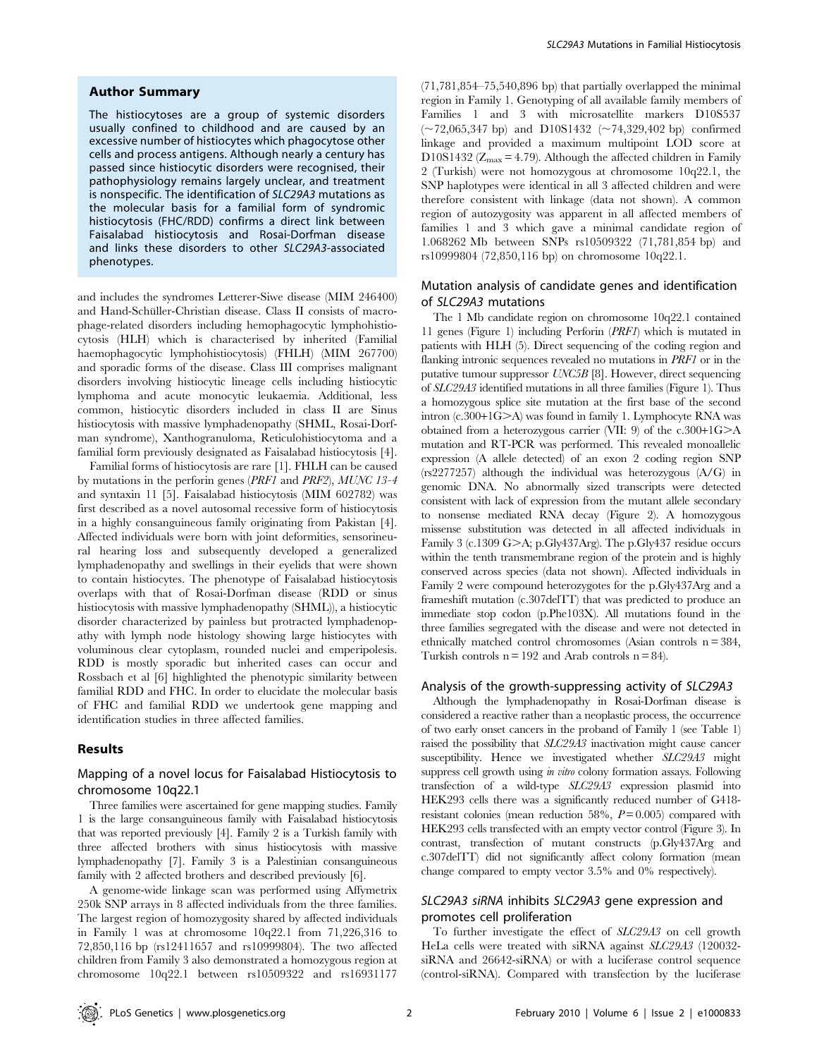## Author Summary

The histiocytoses are a group of systemic disorders usually confined to childhood and are caused by an excessive number of histiocytes which phagocytose other cells and process antigens. Although nearly a century has passed since histiocytic disorders were recognised, their pathophysiology remains largely unclear, and treatment is nonspecific. The identification of *SLC29A3* mutations as the molecular basis for a familial form of syndromic histiocytosis (FHC/RDD) confirms a direct link between Faisalabad histiocytosis and Rosai-Dorfman disease and links these disorders to other *SLC29A3*-associated phenotypes.

and includes the syndromes Letterer-Siwe disease (MIM 246400) and Hand-Schüller-Christian disease. Class II consists of macrophage-related disorders including hemophagocytic lymphohistiocytosis (HLH) which is characterised by inherited (Familial haemophagocytic lymphohistiocytosis) (FHLH) (MIM 267700) and sporadic forms of the disease. Class III comprises malignant disorders involving histiocytic lineage cells including histiocytic lymphoma and acute monocytic leukaemia. Additional, less common, histiocytic disorders included in class II are Sinus histiocytosis with massive lymphadenopathy (SHML, Rosai-Dorfman syndrome), Xanthogranuloma, Reticulohistiocytoma and a familial form previously designated as Faisalabad histiocytosis [4].

Familial forms of histiocytosis are rare [1]. FHLH can be caused by mutations in the perforin genes (*PRF1* and *PRF2*), *MUNC 13-4* and syntaxin 11 [5]. Faisalabad histiocytosis (MIM 602782) was first described as a novel autosomal recessive form of histiocytosis in a highly consanguineous family originating from Pakistan [4]. Affected individuals were born with joint deformities, sensorineural hearing loss and subsequently developed a generalized lymphadenopathy and swellings in their eyelids that were shown to contain histiocytes. The phenotype of Faisalabad histiocytosis overlaps with that of Rosai-Dorfman disease (RDD or sinus histiocytosis with massive lymphadenopathy (SHML)), a histiocytic disorder characterized by painless but protracted lymphadenopathy with lymph node histology showing large histiocytes with voluminous clear cytoplasm, rounded nuclei and emperipolesis. RDD is mostly sporadic but inherited cases can occur and Rossbach et al [6] highlighted the phenotypic similarity between familial RDD and FHC. In order to elucidate the molecular basis of FHC and familial RDD we undertook gene mapping and identification studies in three affected families.

## Results

### Mapping of a novel locus for Faisalabad Histiocytosis to chromosome 10q22.1

Three families were ascertained for gene mapping studies. Family 1 is the large consanguineous family with Faisalabad histiocytosis that was reported previously [4]. Family 2 is a Turkish family with three affected brothers with sinus histiocytosis with massive lymphadenopathy [7]. Family 3 is a Palestinian consanguineous family with 2 affected brothers and described previously [6].

A genome-wide linkage scan was performed using Affymetrix 250k SNP arrays in 8 affected individuals from the three families. The largest region of homozygosity shared by affected individuals in Family 1 was at chromosome 10q22.1 from 71,226,316 to 72,850,116 bp (rs12411657 and rs10999804). The two affected children from Family 3 also demonstrated a homozygous region at chromosome 10q22.1 between rs10509322 and rs16931177 (71,781,854–75,540,896 bp) that partially overlapped the minimal region in Family 1. Genotyping of all available family members of Families 1 and 3 with microsatellite markers D10S537 (~72,065,347 bp) and D10S1432 (~74,329,402 bp) confirmed linkage and provided a maximum multipoint LOD score at D10S1432 ($Z_{max} = 4.79$). Although the affected children in Family 2 (Turkish) were not homozygous at chromosome 10q22.1, the SNP haplotypes were identical in all 3 affected children and were therefore consistent with linkage (data not shown). A common region of autozygosity was apparent in all affected members of families 1 and 3 which gave a minimal candidate region of 1.068262 Mb between SNPs rs10509322 (71,781,854 bp) and rs10999804 (72,850,116 bp) on chromosome 10q22.1.

### Mutation analysis of candidate genes and identification of *SLC29A3* mutations

The 1 Mb candidate region on chromosome 10q22.1 contained 11 genes (Figure 1) including Perforin (*PRF1*) which is mutated in patients with HLH (5). Direct sequencing of the coding region and flanking intronic sequences revealed no mutations in *PRF1* or in the putative tumour suppressor *UNC5B* [8]. However, direct sequencing of *SLC29A3* identified mutations in all three families (Figure 1). Thus a homozygous splice site mutation at the first base of the second intron (c.300+1G>A) was found in family 1. Lymphocyte RNA was obtained from a heterozygous carrier (VII: 9) of the c.300+1G>A mutation and RT-PCR was performed. This revealed monoallelic expression (A allele detected) of an exon 2 coding region SNP (rs2277257) although the individual was heterozygous (A/G) in genomic DNA. No abnormally sized transcripts were detected consistent with lack of expression from the mutant allele secondary to nonsense mediated RNA decay (Figure 2). A homozygous missense substitution was detected in all affected individuals in Family 3 (c.1309 G>A; p.Gly437Arg). The p.Gly437 residue occurs within the tenth transmembrane region of the protein and is highly conserved across species (data not shown). Affected individuals in Family 2 were compound heterozygotes for the p.Gly437Arg and a frameshift mutation (c.307delTT) that was predicted to produce an immediate stop codon (p.Phe103X). All mutations found in the three families segregated with the disease and were not detected in ethnically matched control chromosomes (Asian controls n = 384, Turkish controls n = 192 and Arab controls n = 84).

### Analysis of the growth-suppressing activity of *SLC29A3*

Although the lymphadenopathy in Rosai-Dorfman disease is considered a reactive rather than a neoplastic process, the occurrence of two early onset cancers in the proband of Family 1 (see Table 1) raised the possibility that *SLC29A3* inactivation might cause cancer susceptibility. Hence we investigated whether *SLC29A3* might suppress cell growth using *in vitro* colony formation assays. Following transfection of a wild-type *SLC29A3* expression plasmid into HEK293 cells there was a significantly reduced number of G418-resistant colonies (mean reduction 58%, $P = 0.005$) compared with HEK293 cells transfected with an empty vector control (Figure 3). In contrast, transfection of mutant constructs (p.Gly437Arg and c.307delTT) did not significantly affect colony formation (mean change compared to empty vector 3.5% and 0% respectively).

### *SLC29A3 siRNA* inhibits *SLC29A3* gene expression and promotes cell proliferation

To further investigate the effect of *SLC29A3* on cell growth HeLa cells were treated with siRNA against *SLC29A3* (120032-siRNA and 26642-siRNA) or with a luciferase control sequence (control-siRNA). Compared with transfection by the luciferase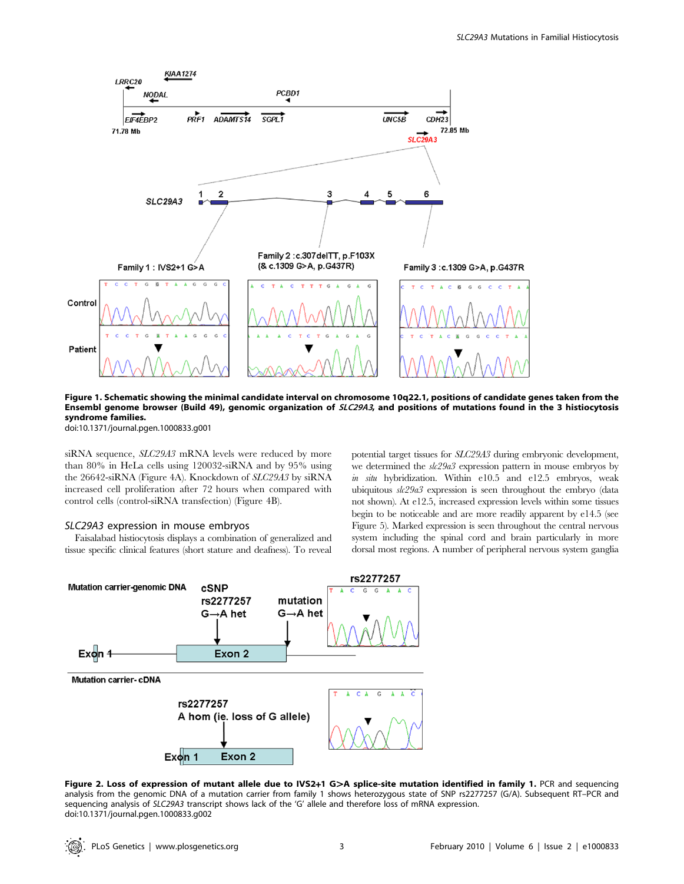Figure 1. Schematic showing the minimal candidate interval on chromosome 10q22.1, positions of candidate genes taken from the Ensembl genome browser (Build 49), genomic organization of *SLC29A3*, and positions of mutations found in the 3 histiocytosis syndrome families.
doi:10.1371/journal.pgen.1000833.g001

siRNA sequence, *SLC29A3* mRNA levels were reduced by more than 80% in HeLa cells using 120032-siRNA and by 95% using the 26642-siRNA (Figure 4A). Knockdown of *SLC29A3* by siRNA increased cell proliferation after 72 hours when compared with control cells (control-siRNA transfection) (Figure 4B).

## *SLC29A3* expression in mouse embryos

Faisalabad histiocytosis displays a combination of generalized and tissue specific clinical features (short stature and deafness). To reveal potential target tissues for *SLC29A3* during embryonic development, we determined the *slc29a3* expression pattern in mouse embryos by *in situ* hybridization. Within e10.5 and e12.5 embryos, weak ubiquitous *slc29a3* expression is seen throughout the embryo (data not shown). At e12.5, increased expression levels within some tissues begin to be noticeable and are more readily apparent by e14.5 (see Figure 5). Marked expression is seen throughout the central nervous system including the spinal cord and brain particularly in more dorsal most regions. A number of peripheral nervous system ganglia

Figure 2. Loss of expression of mutant allele due to IVS2+1 G>A splice-site mutation identified in family 1. PCR and sequencing analysis from the genomic DNA of a mutation carrier from family 1 shows heterozygous state of SNP rs2277257 (G/A). Subsequent RT–PCR and sequencing analysis of *SLC29A3* transcript shows lack of the 'G' allele and therefore loss of mRNA expression.
doi:10.1371/journal.pgen.1000833.g002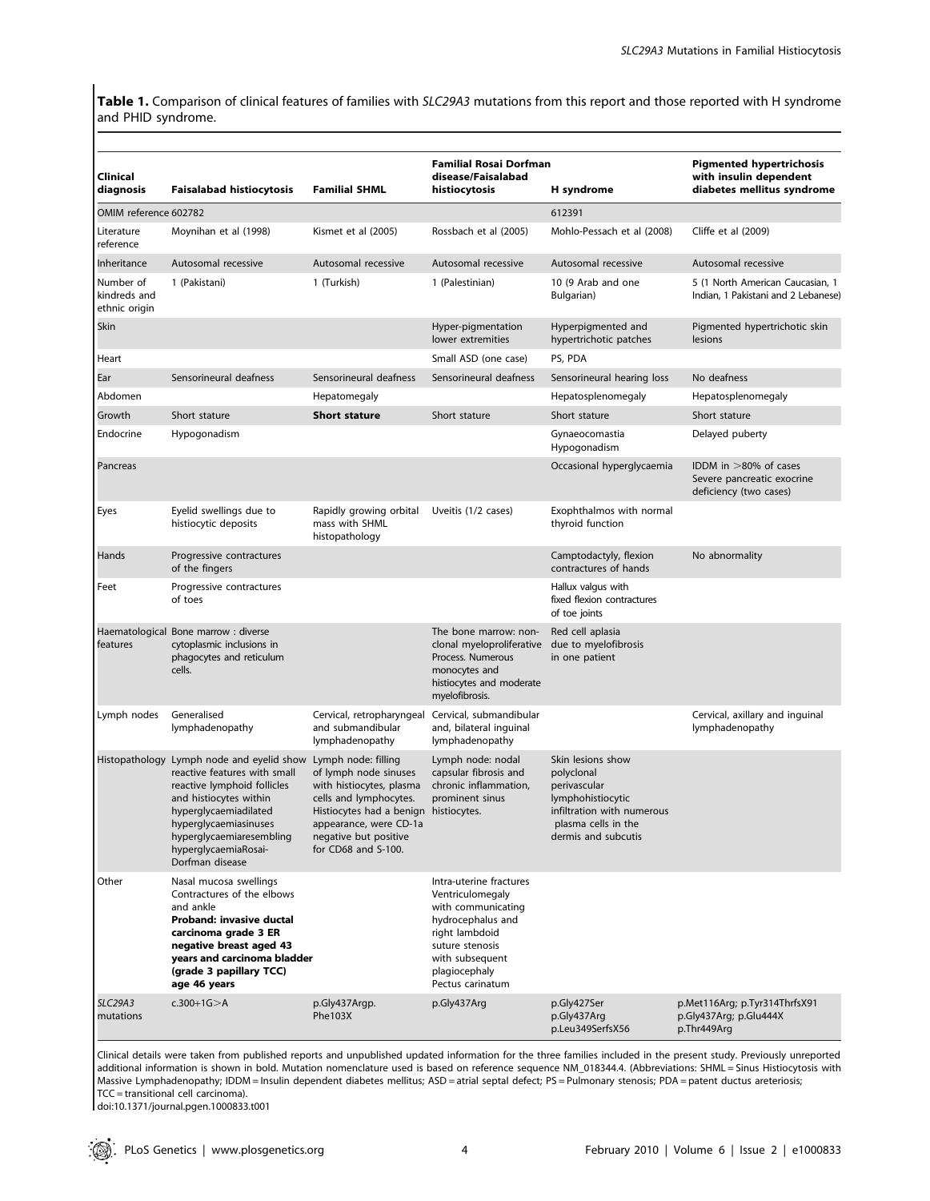**Table 1.** Comparison of clinical features of families with *SLC29A3* mutations from this report and those reported with H syndrome and PHID syndrome.

| Clinical diagnosis | Faisalabad histiocytosis | Familial SHML | Familial Rosai Dorfman disease/Faisalabad histiocytosis | H syndrome | Pigmented hypertrichosis with insulin dependent diabetes mellitus syndrome |
|---|---|---|---|---|---|
| OMIM reference 602782 | | | | 612391 | |
| Literature reference | Moynihan et al (1998) | Kismet et al (2005) | Rossbach et al (2005) | Mohlo-Pessach et al (2008) | Cliffe et al (2009) |
| Inheritance | Autosomal recessive | Autosomal recessive | Autosomal recessive | Autosomal recessive | Autosomal recessive |
| Number of kindreds and ethnic origin | 1 (Pakistani) | 1 (Turkish) | 1 (Palestinian) | 10 (9 Arab and one Bulgarian) | 5 (1 North American Caucasian, 1 Indian, 1 Pakistani and 2 Lebanese) |
| Skin | | | Hyper-pigmentation lower extremities | Hyperpigmented and hypertrichotic patches | Pigmented hypertrichotic skin lesions |
| Heart | | | Small ASD (one case) | PS, PDA | |
| Ear | Sensorineural deafness | Sensorineural deafness | Sensorineural deafness | Sensorineural hearing loss | No deafness |
| Abdomen | | Hepatomegaly | | Hepatosplenomegaly | Hepatosplenomegaly |
| Growth | Short stature | **Short stature** | Short stature | Short stature | Short stature |
| Endocrine | Hypogonadism | | | Gynaeocomastia Hypogonadism | Delayed puberty |
| Pancreas | | | | Occasional hyperglycaemia | IDDM in >80% of cases Severe pancreatic exocrine deficiency (two cases) |
| Eyes | Eyelid swellings due to histiocytic deposits | Rapidly growing orbital mass with SHML histopathology | Uveitis (1/2 cases) | Exophthalmos with normal thyroid function | |
| Hands | Progressive contractures of the fingers | | | Camptodactyly, flexion contractures of hands | No abnormality |
| Feet | Progressive contractures of toes | | | Hallux valgus with fixed flexion contractures of toe joints | |
| Haematological features | Bone marrow : diverse cytoplasmic inclusions in phagocytes and reticulum cells. | | The bone marrow: non-clonal myeloproliferative Process. Numerous monocytes and histiocytes and moderate myelofibrosis. | Red cell aplasia due to myelofibrosis in one patient | |
| Lymph nodes | Generalised lymphadenopathy | Cervical, retropharyngeal and submandibular lymphadenopathy | Cervical, submandibular and, bilateral inguinal lymphadenopathy | | Cervical, axillary and inguinal lymphadenopathy |
| Histopathology | Lymph node and eyelid show reactive features with small reactive lymphoid follicles and histiocytes within hyperglycaemiadilated hyperglycaemiasinuses hyperglycaemiaresembling hyperglycaemiaRosai-Dorfman disease | Lymph node: filling of lymph node sinuses with histiocytes, plasma cells and lymphocytes. Histiocytes had a benign appearance, were CD-1a negative but positive for CD68 and S-100. | Lymph node: nodal capsular fibrosis and chronic inflammation, prominent sinus histiocytes. | Skin lesions show polyclonal perivascular lymphohistiocytic infiltration with numerous plasma cells in the dermis and subcutis | |
| Other | Nasal mucosa swellings Contractures of the elbows and ankle **Proband: invasive ductal carcinoma grade 3 ER negative breast aged 43 years and carcinoma bladder (grade 3 papillary TCC) age 46 years** | | Intra-uterine fractures Ventriculomegaly with communicating hydrocephalus and right lambdoid suture stenosis with subsequent plagiocephaly Pectus carinatum | | |
| *SLC29A3* mutations | c.300+1G>A | p.Gly437Argp. Phe103X | p.Gly437Arg | p.Gly427Ser p.Gly437Arg p.Leu349SerfsX56 | p.Met116Arg; p.Tyr314ThrfsX91 p.Gly437Arg; p.Glu444X p.Thr449Arg |

Clinical details were taken from published reports and unpublished updated information for the three families included in the present study. Previously unreported additional information is shown in bold. Mutation nomenclature used is based on reference sequence NM_018344.4. (Abbreviations: SHML = Sinus Histiocytosis with Massive Lymphadenopathy; IDDM = Insulin dependent diabetes mellitus; ASD = atrial septal defect; PS = Pulmonary stenosis; PDA = patent ductus areteriosis; TCC = transitional cell carcinoma).

doi:10.1371/journal.pgen.1000833.t001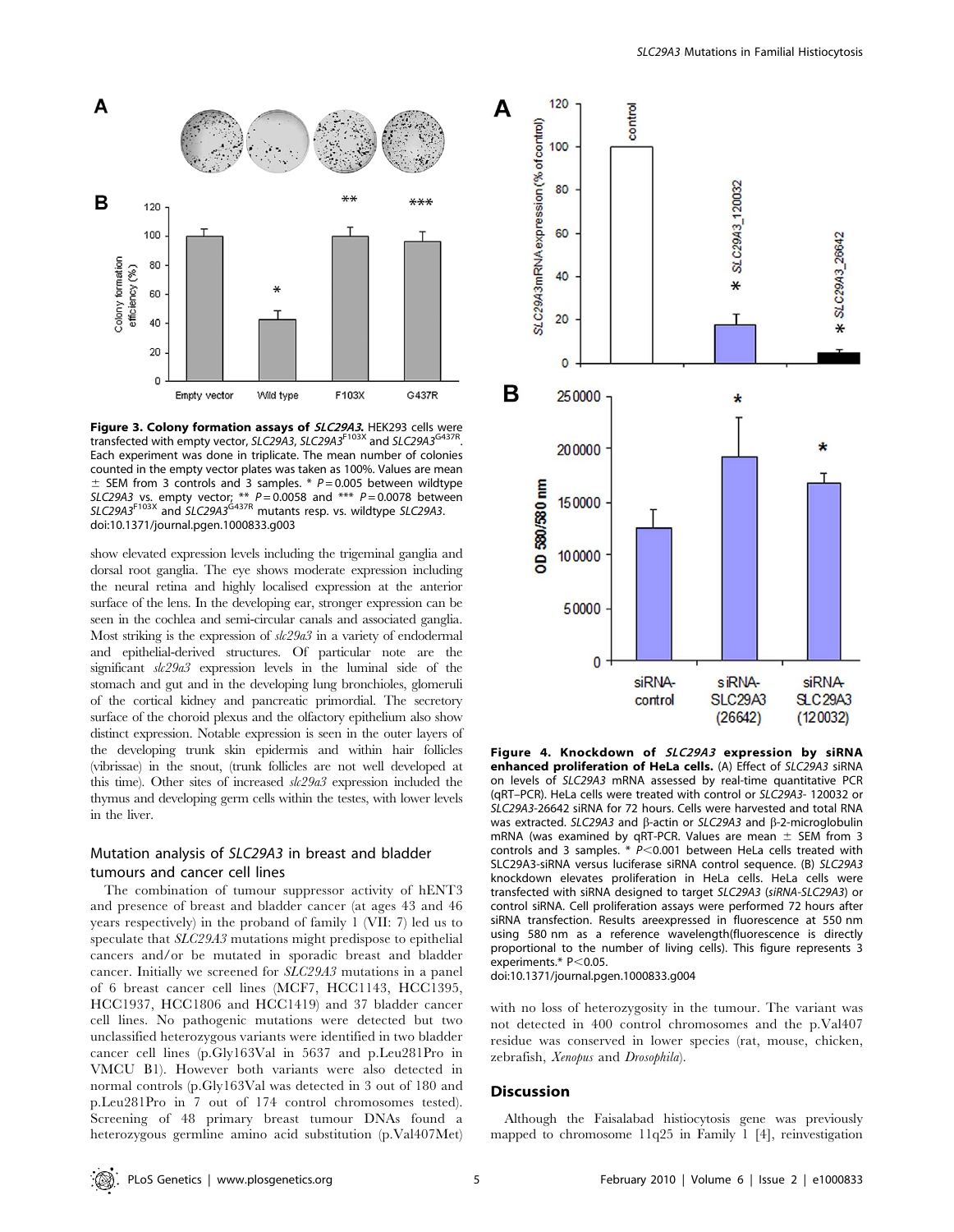**Figure 3. Colony formation assays of *SLC29A3*.** HEK293 cells were transfected with empty vector, *SLC29A3*, *SLC29A3*$^{F103X}$ and *SLC29A3*$^{G437R}$. Each experiment was done in triplicate. The mean number of colonies counted in the empty vector plates was taken as 100%. Values are mean ± SEM from 3 controls and 3 samples. * $P = 0.005$ between wildtype *SLC29A3* vs. empty vector; ** $P = 0.0058$ and *** $P = 0.0078$ between *SLC29A3*$^{F103X}$ and *SLC29A3*$^{G437R}$ mutants resp. vs. wildtype *SLC29A3*.
doi:10.1371/journal.pgen.1000833.g003

show elevated expression levels including the trigeminal ganglia and dorsal root ganglia. The eye shows moderate expression including the neural retina and highly localised expression at the anterior surface of the lens. In the developing ear, stronger expression can be seen in the cochlea and semi-circular canals and associated ganglia. Most striking is the expression of *slc29a3* in a variety of endodermal and epithelial-derived structures. Of particular note are the significant *slc29a3* expression levels in the luminal side of the stomach and gut and in the developing lung bronchioles, glomeruli of the cortical kidney and pancreatic primordial. The secretory surface of the choroid plexus and the olfactory epithelium also show distinct expression. Notable expression is seen in the outer layers of the developing trunk skin epidermis and within hair follicles (vibrissae) in the snout, (trunk follicles are not well developed at this time). Other sites of increased *slc29a3* expression included the thymus and developing germ cells within the testes, with lower levels in the liver.

## Mutation analysis of *SLC29A3* in breast and bladder tumours and cancer cell lines

The combination of tumour suppressor activity of hENT3 and presence of breast and bladder cancer (at ages 43 and 46 years respectively) in the proband of family 1 (VII: 7) led us to speculate that *SLC29A3* mutations might predispose to epithelial cancers and/or be mutated in sporadic breast and bladder cancer. Initially we screened for *SLC29A3* mutations in a panel of 6 breast cancer cell lines (MCF7, HCC1143, HCC1395, HCC1937, HCC1806 and HCC1419) and 37 bladder cancer cell lines. No pathogenic mutations were detected but two unclassified heterozygous variants were identified in two bladder cancer cell lines (p.Gly163Val in 5637 and p.Leu281Pro in VMCU B1). However both variants were also detected in normal controls (p.Gly163Val was detected in 3 out of 180 and p.Leu281Pro in 7 out of 174 control chromosomes tested). Screening of 48 primary breast tumour DNAs found a heterozygous germline amino acid substitution (p.Val407Met) with no loss of heterozygosity in the tumour. The variant was not detected in 400 control chromosomes and the p.Val407 residue was conserved in lower species (rat, mouse, chicken, zebrafish, *Xenopus* and *Drosophila*).

**Figure 4. Knockdown of *SLC29A3* expression by siRNA enhanced proliferation of HeLa cells.** (A) Effect of *SLC29A3* siRNA on levels of *SLC29A3* mRNA assessed by real-time quantitative PCR (qRT–PCR). HeLa cells were treated with control or *SLC29A3*- 120032 or *SLC29A3*-26642 siRNA for 72 hours. Cells were harvested and total RNA was extracted. *SLC29A3* and β-actin or *SLC29A3* and β-2-microglobulin mRNA (was examined by qRT-PCR. Values are mean ± SEM from 3 controls and 3 samples. * $P < 0.001$ between HeLa cells treated with SLC29A3-siRNA versus luciferase siRNA control sequence. (B) *SLC29A3* knockdown elevates proliferation in HeLa cells. HeLa cells were transfected with siRNA designed to target *SLC29A3* (*siRNA-SLC29A3*) or control siRNA. Cell proliferation assays were performed 72 hours after siRNA transfection. Results areexpressed in fluorescence at 550 nm using 580 nm as a reference wavelength(fluorescence is directly proportional to the number of living cells). This figure represents 3 experiments.* $P < 0.05$.
doi:10.1371/journal.pgen.1000833.g004

## Discussion

Although the Faisalabad histiocytosis gene was previously mapped to chromosome 11q25 in Family 1 [4], reinvestigation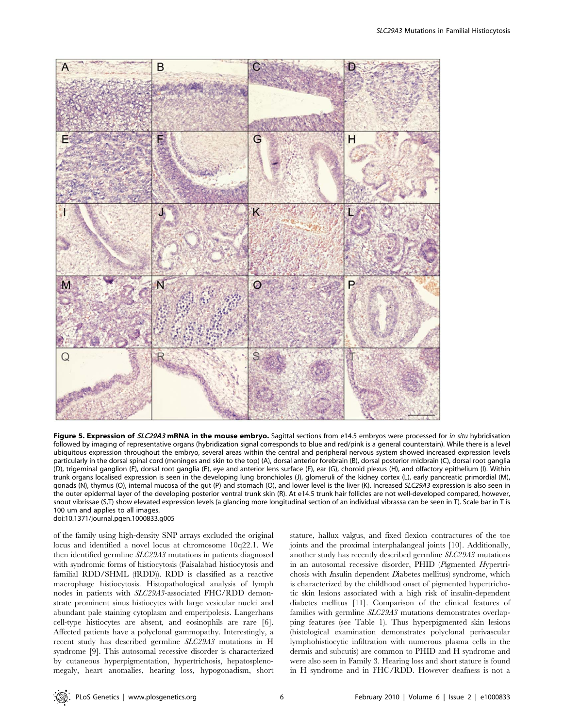**Figure 5. Expression of *SLC29A3* mRNA in the mouse embryo.** Sagittal sections from e14.5 embryos were processed for *in situ* hybridisation followed by imaging of representative organs (hybridization signal corresponds to blue and red/pink is a general counterstain). While there is a level ubiquitous expression throughout the embryo, several areas within the central and peripheral nervous system showed increased expression levels particularly in the dorsal spinal cord (meninges and skin to the top) (A), dorsal anterior forebrain (B), dorsal posterior midbrain (C), dorsal root ganglia (D), trigeminal ganglion (E), dorsal root ganglia (E), eye and anterior lens surface (F), ear (G), choroid plexus (H), and olfactory epithelium (I). Within trunk organs localised expression is seen in the developing lung bronchioles (J), glomeruli of the kidney cortex (L), early pancreatic primordial (M), gonads (N), thymus (O), internal mucosa of the gut (P) and stomach (Q), and lower level is the liver (K). Increased *SLC29A3* expression is also seen in the outer epidermal layer of the developing posterior ventral trunk skin (R). At e14.5 trunk hair follicles are not well-developed compared, however, snout vibrissae (S,T) show elevated expression levels (a glancing more longitudinal section of an individual vibrassa can be seen in T). Scale bar in T is 100 um and applies to all images.
doi:10.1371/journal.pgen.1000833.g005

of the family using high-density SNP arrays excluded the original locus and identified a novel locus at chromosome 10q22.1. We then identified germline *SLC29A3* mutations in patients diagnosed with syndromic forms of histiocytosis (Faisalabad histiocytosis and familial RDD/SHML (fRDD)). RDD is classified as a reactive macrophage histiocytosis. Histopathological analysis of lymph nodes in patients with *SLC29A3*-associated FHC/RDD demonstrate prominent sinus histiocytes with large vesicular nuclei and abundant pale staining cytoplasm and emperipolesis. Langerhans cell-type histiocytes are absent, and eosinophils are rare [6]. Affected patients have a polyclonal gammopathy. Interestingly, a recent study has described germline *SLC29A3* mutations in H syndrome [9]. This autosomal recessive disorder is characterized by cutaneous hyperpigmentation, hypertrichosis, hepatosplenomegaly, heart anomalies, hearing loss, hypogonadism, short stature, hallux valgus, and fixed flexion contractures of the toe joints and the proximal interphalangeal joints [10]. Additionally, another study has recently described germline *SLC29A3* mutations in an autosomal recessive disorder, PHID (*P*igmented *H*ypertrichosis with *I*nsulin dependent *D*iabetes mellitus) syndrome, which is characterized by the childhood onset of pigmented hypertrichotic skin lesions associated with a high risk of insulin-dependent diabetes mellitus [11]. Comparison of the clinical features of families with germline *SLC29A3* mutations demonstrates overlapping features (see Table 1). Thus hyperpigmented skin lesions (histological examination demonstrates polyclonal perivascular lymphohistiocytic infiltration with numerous plasma cells in the dermis and subcutis) are common to PHID and H syndrome and were also seen in Family 3. Hearing loss and short stature is found in H syndrome and in FHC/RDD. However deafness is not a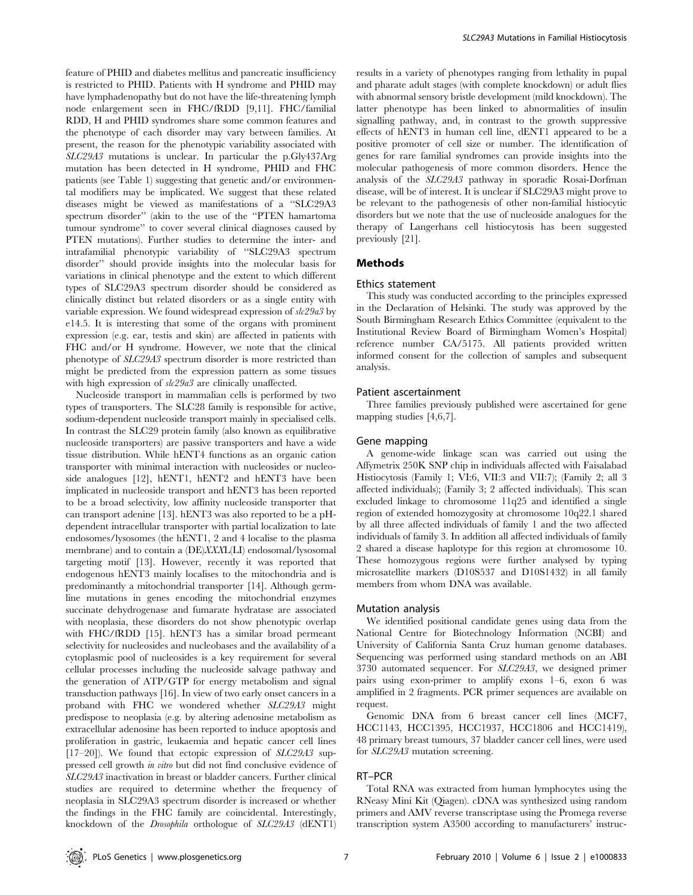feature of PHID and diabetes mellitus and pancreatic insufficiency is restricted to PHID. Patients with H syndrome and PHID may have lymphadenopathy but do not have the life-threatening lymph node enlargement seen in FHC/fRDD [9,11]. FHC/familial RDD, H and PHID syndromes share some common features and the phenotype of each disorder may vary between families. At present, the reason for the phenotypic variability associated with *SLC29A3* mutations is unclear. In particular the p.Gly437Arg mutation has been detected in H syndrome, PHID and FHC patients (see Table 1) suggesting that genetic and/or environmental modifiers may be implicated. We suggest that these related diseases might be viewed as manifestations of a "SLC29A3 spectrum disorder" (akin to the use of the "PTEN hamartoma tumour syndrome" to cover several clinical diagnoses caused by PTEN mutations). Further studies to determine the inter- and intrafamilial phenotypic variability of "SLC29A3 spectrum disorder" should provide insights into the molecular basis for variations in clinical phenotype and the extent to which different types of SLC29A3 spectrum disorder should be considered as clinically distinct but related disorders or as a single entity with variable expression. We found widespread expression of *slc29a3* by e14.5. It is interesting that some of the organs with prominent expression (e.g. ear, testis and skin) are affected in patients with FHC and/or H syndrome. However, we note that the clinical phenotype of *SLC29A3* spectrum disorder is more restricted than might be predicted from the expression pattern as some tissues with high expression of *slc29a3* are clinically unaffected.

Nucleoside transport in mammalian cells is performed by two types of transporters. The SLC28 family is responsible for active, sodium-dependent nucleoside transport mainly in specialised cells. In contrast the SLC29 protein family (also known as equilibrative nucleoside transporters) are passive transporters and have a wide tissue distribution. While hENT4 functions as an organic cation transporter with minimal interaction with nucleosides or nucleoside analogues [12], hENT1, hENT2 and hENT3 have been implicated in nucleoside transport and hENT3 has been reported to be a broad selectivity, low affinity nucleoside transporter that can transport adenine [13]. hENT3 was also reported to be a pH-dependent intracellular transporter with partial localization to late endosomes/lysosomes (the hENT1, 2 and 4 localise to the plasma membrane) and to contain a (DE)*XXX*L(LI) endosomal/lysosomal targeting motif [13]. However, recently it was reported that endogenous hENT3 mainly localises to the mitochondria and is predominantly a mitochondrial transporter [14]. Although germline mutations in genes encoding the mitochondrial enzymes succinate dehydrogenase and fumarate hydratase are associated with neoplasia, these disorders do not show phenotypic overlap with FHC/fRDD [15]. hENT3 has a similar broad permeant selectivity for nucleosides and nucleobases and the availability of a cytoplasmic pool of nucleosides is a key requirement for several cellular processes including the nucleoside salvage pathway and the generation of ATP/GTP for energy metabolism and signal transduction pathways [16]. In view of two early onset cancers in a proband with FHC we wondered whether *SLC29A3* might predispose to neoplasia (e.g. by altering adenosine metabolism as extracellular adenosine has been reported to induce apoptosis and proliferation in gastric, leukaemia and hepatic cancer cell lines [17–20]). We found that ectopic expression of *SLC29A3* suppressed cell growth *in vitro* but did not find conclusive evidence of *SLC29A3* inactivation in breast or bladder cancers. Further clinical studies are required to determine whether the frequency of neoplasia in SLC29A3 spectrum disorder is increased or whether the findings in the FHC family are coincidental. Interestingly, knockdown of the *Drosophila* orthologue of *SLC29A3* (dENT1) results in a variety of phenotypes ranging from lethality in pupal and pharate adult stages (with complete knockdown) or adult flies with abnormal sensory bristle development (mild knockdown). The latter phenotype has been linked to abnormalities of insulin signalling pathway, and, in contrast to the growth suppressive effects of hENT3 in human cell line, dENT1 appeared to be a positive promoter of cell size or number. The identification of genes for rare familial syndromes can provide insights into the molecular pathogenesis of more common disorders. Hence the analysis of the *SLC29A3* pathway in sporadic Rosai-Dorfman disease, will be of interest. It is unclear if SLC29A3 might prove to be relevant to the pathogenesis of other non-familial histiocytic disorders but we note that the use of nucleoside analogues for the therapy of Langerhans cell histiocytosis has been suggested previously [21].

## Methods

### Ethics statement

This study was conducted according to the principles expressed in the Declaration of Helsinki. The study was approved by the South Birmingham Research Ethics Committee (equivalent to the Institutional Review Board of Birmingham Women's Hospital) reference number CA/5175. All patients provided written informed consent for the collection of samples and subsequent analysis.

### Patient ascertainment

Three families previously published were ascertained for gene mapping studies [4,6,7].

### Gene mapping

A genome-wide linkage scan was carried out using the Affymetrix 250K SNP chip in individuals affected with Faisalabad Histiocytosis (Family 1; VI:6, VII:3 and VII:7); (Family 2; all 3 affected individuals); (Family 3; 2 affected individuals). This scan excluded linkage to chromosome 11q25 and identified a single region of extended homozygosity at chromosome 10q22.1 shared by all three affected individuals of family 1 and the two affected individuals of family 3. In addition all affected individuals of family 2 shared a disease haplotype for this region at chromosome 10. These homozygous regions were further analysed by typing microsatellite markers (D10S537 and D10S1432) in all family members from whom DNA was available.

### Mutation analysis

We identified positional candidate genes using data from the National Centre for Biotechnology Information (NCBI) and University of California Santa Cruz human genome databases. Sequencing was performed using standard methods on an ABI 3730 automated sequencer. For *SLC29A3*, we designed primer pairs using exon-primer to amplify exons 1–6, exon 6 was amplified in 2 fragments. PCR primer sequences are available on request.

Genomic DNA from 6 breast cancer cell lines (MCF7, HCC1143, HCC1395, HCC1937, HCC1806 and HCC1419), 48 primary breast tumours, 37 bladder cancer cell lines, were used for *SLC29A3* mutation screening.

### RT–PCR

Total RNA was extracted from human lymphocytes using the RNeasy Mini Kit (Qiagen). cDNA was synthesized using random primers and AMV reverse transcriptase using the Promega reverse transcription system A3500 according to manufacturers' instruc-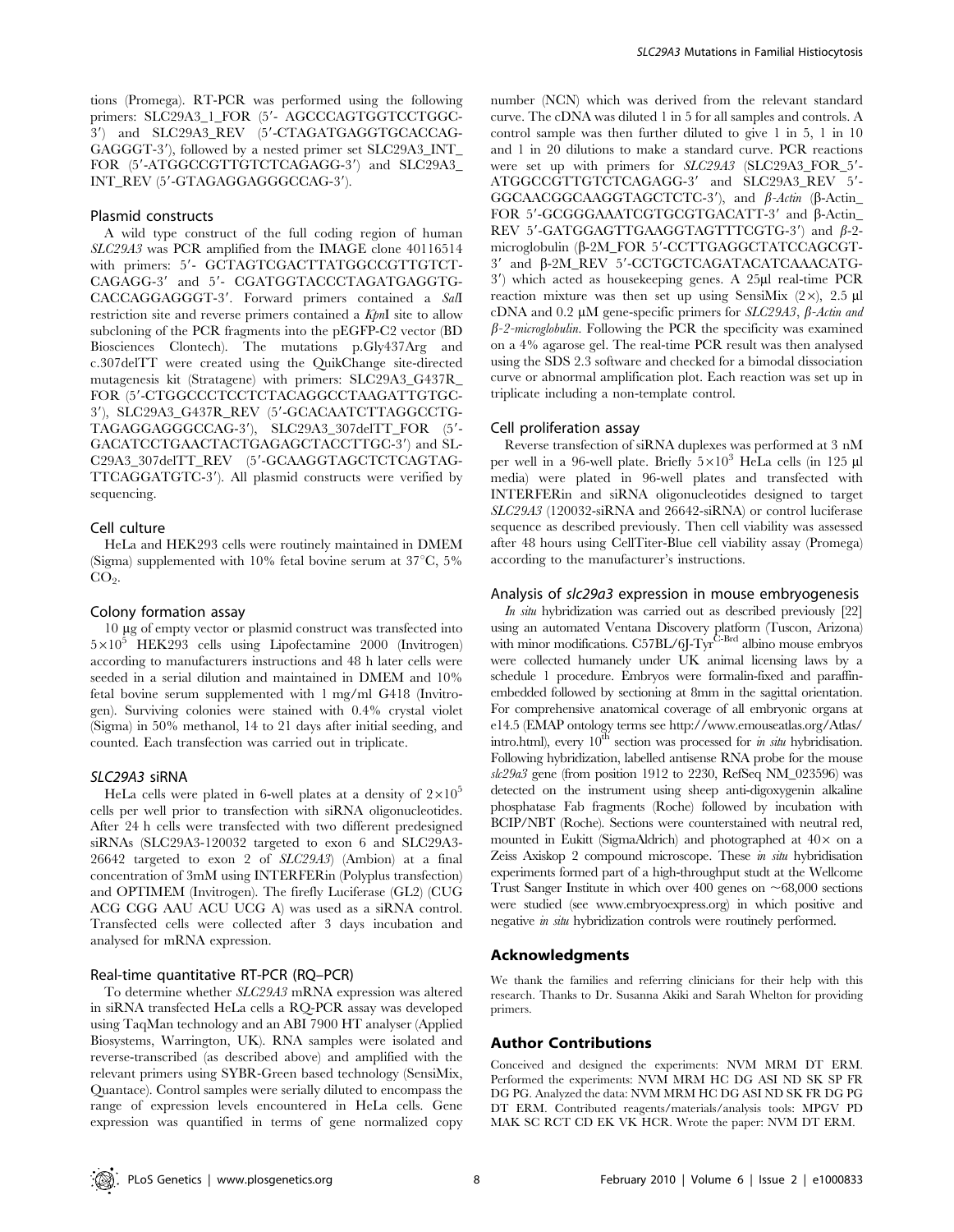tions (Promega). RT-PCR was performed using the following primers: SLC29A3_1_FOR (5′- AGCCCAGTGGTCCTGGC-3′) and SLC29A3_REV (5′-CTAGATGAGGTGCACCAG-GAGGGT-3′), followed by a nested primer set SLC29A3_INT_FOR (5′-ATGGCCGTTGTCTCAGAGG-3′) and SLC29A3_INT_REV (5′-GTAGAGGAGGGCCAG-3′).

### Plasmid constructs

A wild type construct of the full coding region of human *SLC29A3* was PCR amplified from the IMAGE clone 40116514 with primers: 5′- GCTAGTCGACTTATGGCCGTTGTCT-CAGAGG-3′ and 5′- CGATGGTACCCTAGATGAGGTG-CACCAGGAGGGT-3′. Forward primers contained a *Sal*I restriction site and reverse primers contained a *Kpn*I site to allow subcloning of the PCR fragments into the pEGFP-C2 vector (BD Biosciences Clontech). The mutations p.Gly437Arg and c.307delTT were created using the QuikChange site-directed mutagenesis kit (Stratagene) with primers: SLC29A3_G437R_FOR (5′-CTGGCCCTCCTCTACAGGCCTAAGATTGTGC-3′), SLC29A3_G437R_REV (5′-GCACAATCTTAGGCCTG-TAGAGGAGGGCCAG-3′), SLC29A3_307delTT_FOR (5′-GACATCCTGAACTACTGAGAGCTACCTTGC-3′) and SLC29A3_307delTT_REV (5′-GCAAGGTAGCTCTCAGTAG-TTCAGGATGTC-3′). All plasmid constructs were verified by sequencing.

### Cell culture

HeLa and HEK293 cells were routinely maintained in DMEM (Sigma) supplemented with 10% fetal bovine serum at 37°C, 5% $CO_2$.

### Colony formation assay

10 µg of empty vector or plasmid construct was transfected into $5\times10^5$ HEK293 cells using Lipofectamine 2000 (Invitrogen) according to manufacturers instructions and 48 h later cells were seeded in a serial dilution and maintained in DMEM and 10% fetal bovine serum supplemented with 1 mg/ml G418 (Invitrogen). Surviving colonies were stained with 0.4% crystal violet (Sigma) in 50% methanol, 14 to 21 days after initial seeding, and counted. Each transfection was carried out in triplicate.

### *SLC29A3* siRNA

HeLa cells were plated in 6-well plates at a density of $2\times10^5$ cells per well prior to transfection with siRNA oligonucleotides. After 24 h cells were transfected with two different predesigned siRNAs (SLC29A3-120032 targeted to exon 6 and SLC29A3-26642 targeted to exon 2 of *SLC29A3*) (Ambion) at a final concentration of 3mM using INTERFERin (Polyplus transfection) and OPTIMEM (Invitrogen). The firefly Luciferase (GL2) (CUG ACG CGG AAU ACU UCG A) was used as a siRNA control. Transfected cells were collected after 3 days incubation and analysed for mRNA expression.

### Real-time quantitative RT-PCR (RQ–PCR)

To determine whether *SLC29A3* mRNA expression was altered in siRNA transfected HeLa cells a RQ-PCR assay was developed using TaqMan technology and an ABI 7900 HT analyser (Applied Biosystems, Warrington, UK). RNA samples were isolated and reverse-transcribed (as described above) and amplified with the relevant primers using SYBR-Green based technology (SensiMix, Quantace). Control samples were serially diluted to encompass the range of expression levels encountered in HeLa cells. Gene expression was quantified in terms of gene normalized copy number (NCN) which was derived from the relevant standard curve. The cDNA was diluted 1 in 5 for all samples and controls. A control sample was then further diluted to give 1 in 5, 1 in 10 and 1 in 20 dilutions to make a standard curve. PCR reactions were set up with primers for *SLC29A3* (SLC29A3_FOR_5′-ATGGCCGTTGTCTCAGAGG-3′ and SLC29A3_REV 5′-GGCAACGGCAAGGTAGCTCTC-3′), and *β-Actin* (β-Actin_FOR 5′-GCGGGAAATCGTGCGTGACATT-3′ and β-Actin_REV 5′-GATGGAGTTGAAGGTAGTTTCGTG-3′) and *β-2-microglobulin* (β-2M_FOR 5′-CCTTGAGGCTATCCAGCGT-3′ and β-2M_REV 5′-CCTGCTCAGATACATCAAACATG-3′) which acted as housekeeping genes. A 25µl real-time PCR reaction mixture was then set up using SensiMix (2×), 2.5 µl cDNA and 0.2 µM gene-specific primers for *SLC29A3*, *β-Actin and β-2-microglobulin*. Following the PCR the specificity was examined on a 4% agarose gel. The real-time PCR result was then analysed using the SDS 2.3 software and checked for a bimodal dissociation curve or abnormal amplification plot. Each reaction was set up in triplicate including a non-template control.

### Cell proliferation assay

Reverse transfection of siRNA duplexes was performed at 3 nM per well in a 96-well plate. Briefly $5\times10^3$ HeLa cells (in 125 µl media) were plated in 96-well plates and transfected with INTERFERin and siRNA oligonucleotides designed to target *SLC29A3* (120032-siRNA and 26642-siRNA) or control luciferase sequence as described previously. Then cell viability was assessed after 48 hours using CellTiter-Blue cell viability assay (Promega) according to the manufacturer's instructions.

### Analysis of *slc29a3* expression in mouse embryogenesis

*In situ* hybridization was carried out as described previously [22] using an automated Ventana Discovery platform (Tuscon, Arizona) with minor modifications. C57BL/6J-Tyr[C-Brd] albino mouse embryos were collected humanely under UK animal licensing laws by a schedule 1 procedure. Embryos were formalin-fixed and paraffin-embedded followed by sectioning at 8mm in the sagittal orientation. For comprehensive anatomical coverage of all embryonic organs at e14.5 (EMAP ontology terms see http://www.emouseatlas.org/Atlas/intro.html), every 10[th] section was processed for *in situ* hybridisation. Following hybridization, labelled antisense RNA probe for the mouse *slc29a3* gene (from position 1912 to 2230, RefSeq NM_023596) was detected on the instrument using sheep anti-digoxygenin alkaline phosphatase Fab fragments (Roche) followed by incubation with BCIP/NBT (Roche). Sections were counterstained with neutral red, mounted in Eukitt (SigmaAldrich) and photographed at 40× on a Zeiss Axiskop 2 compound microscope. These *in situ* hybridisation experiments formed part of a high-throughput studt at the Wellcome Trust Sanger Institute in which over 400 genes on ~68,000 sections were studied (see www.embryoexpress.org) in which positive and negative *in situ* hybridization controls were routinely performed.

## Acknowledgments

We thank the families and referring clinicians for their help with this research. Thanks to Dr. Susanna Akiki and Sarah Whelton for providing primers.

## Author Contributions

Conceived and designed the experiments: NVM MRM DT ERM. Performed the experiments: NVM MRM HC DG ASI ND SK SP FR DG PG. Analyzed the data: NVM MRM HC DG ASI ND SK FR DG PG DT ERM. Contributed reagents/materials/analysis tools: MPGV PD MAK SC RCT CD EK VK HCR. Wrote the paper: NVM DT ERM.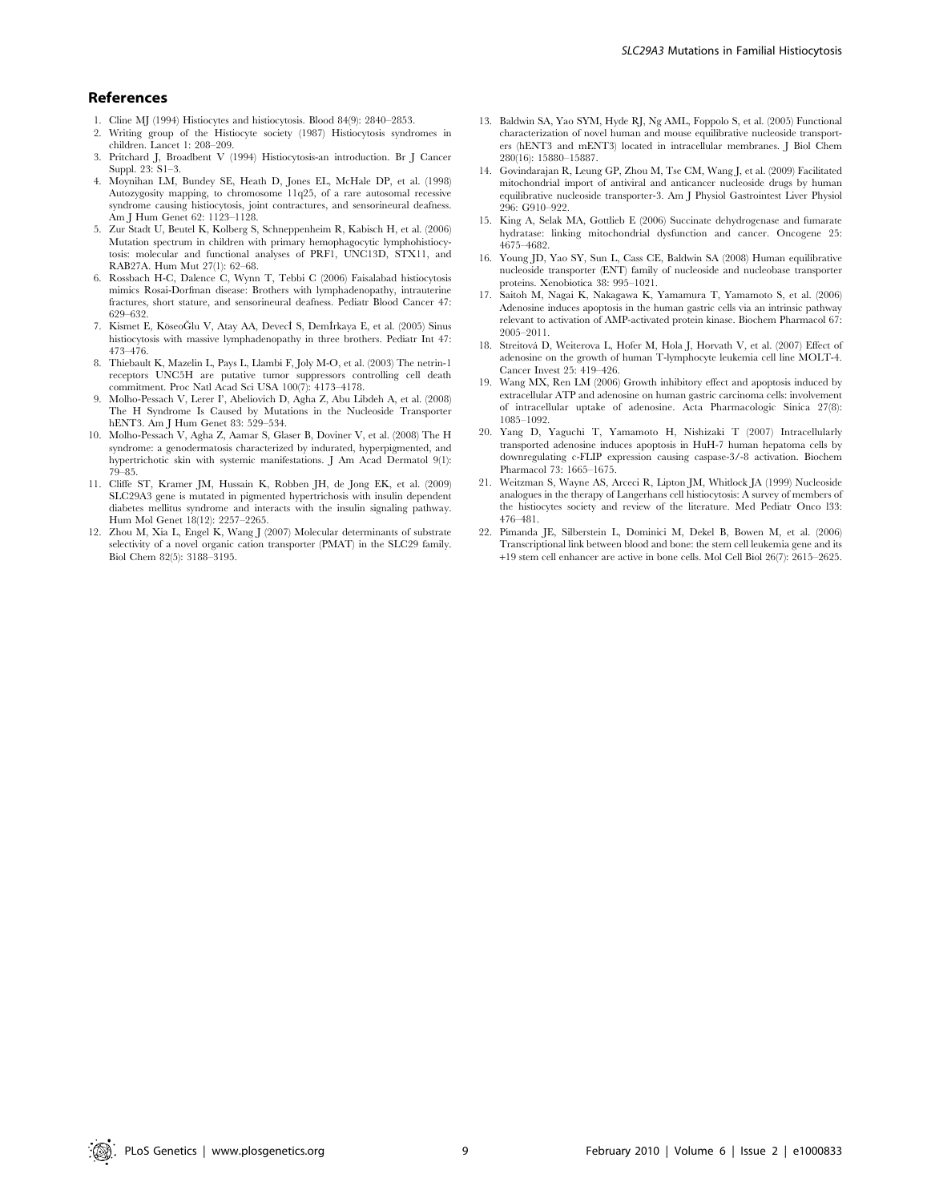## References

1. Cline MJ (1994) Histiocytes and histiocytosis. Blood 84(9): 2840–2853.
2. Writing group of the Histiocyte society (1987) Histiocytosis syndromes in children. Lancet 1: 208–209.
3. Pritchard J, Broadbent V (1994) Histiocytosis-an introduction. Br J Cancer Suppl. 23: S1–3.
4. Moynihan LM, Bundey SE, Heath D, Jones EL, McHale DP, et al. (1998) Autozygosity mapping, to chromosome 11q25, of a rare autosomal recessive syndrome causing histiocytosis, joint contractures, and sensorineural deafness. Am J Hum Genet 62: 1123–1128.
5. Zur Stadt U, Beutel K, Kolberg S, Schneppenheim R, Kabisch H, et al. (2006) Mutation spectrum in children with primary hemophagocytic lymphohistiocytosis: molecular and functional analyses of PRF1, UNC13D, STX11, and RAB27A. Hum Mut 27(1): 62–68.
6. Rossbach H-C, Dalence C, Wynn T, Tebbi C (2006) Faisalabad histiocytosis mimics Rosai-Dorfman disease: Brothers with lymphadenopathy, intrauterine fractures, short stature, and sensorineural deafness. Pediatr Blood Cancer 47: 629–632.
7. Kismet E, KöseoĞlu V, Atay AA, DevecI S, DemİrkayaE, et al. (2005) Sinus histiocytosis with massive lymphadenopathy in three brothers. Pediatr Int 47: 473–476.
8. Thiebault K, Mazelin L, Pays L, Llambi F, Joly M-O, et al. (2003) The netrin-1 receptors UNC5H are putative tumor suppressors controlling cell death commitment. Proc Natl Acad Sci USA 100(7): 4173–4178.
9. Molho-Pessach V, Lerer I', Abeliovich D, Agha Z, Abu Libdeh A, et al. (2008) The H Syndrome Is Caused by Mutations in the Nucleoside Transporter hENT3. Am J Hum Genet 83: 529–534.
10. Molho-Pessach V, Agha Z, Aamar S, Glaser B, Doviner V, et al. (2008) The H syndrome: a genodermatosis characterized by indurated, hyperpigmented, and hypertrichotic skin with systemic manifestations. J Am Acad Dermatol 9(1): 79–85.
11. Cliffe ST, Kramer JM, Hussain K, Robben JH, de Jong EK, et al. (2009) SLC29A3 gene is mutated in pigmented hypertrichosis with insulin dependent diabetes mellitus syndrome and interacts with the insulin signaling pathway. Hum Mol Genet 18(12): 2257–2265.
12. Zhou M, Xia L, Engel K, Wang J (2007) Molecular determinants of substrate selectivity of a novel organic cation transporter (PMAT) in the SLC29 family. Biol Chem 82(5): 3188–3195.
13. Baldwin SA, Yao SYM, Hyde RJ, Ng AML, Foppolo S, et al. (2005) Functional characterization of novel human and mouse equilibrative nucleoside transporters (hENT3 and mENT3) located in intracellular membranes. J Biol Chem 280(16): 15880–15887.
14. Govindarajan R, Leung GP, Zhou M, Tse CM, Wang J, et al. (2009) Facilitated mitochondrial import of antiviral and anticancer nucleoside drugs by human equilibrative nucleoside transporter-3. Am J Physiol Gastrointest Liver Physiol 296: G910–922.
15. King A, Selak MA, Gottlieb E (2006) Succinate dehydrogenase and fumarate hydratase: linking mitochondrial dysfunction and cancer. Oncogene 25: 4675–4682.
16. Young JD, Yao SY, Sun L, Cass CE, Baldwin SA (2008) Human equilibrative nucleoside transporter (ENT) family of nucleoside and nucleobase transporter proteins. Xenobiotica 38: 995–1021.
17. Saitoh M, Nagai K, Nakagawa K, Yamamura T, Yamamoto S, et al. (2006) Adenosine induces apoptosis in the human gastric cells via an intrinsic pathway relevant to activation of AMP-activated protein kinase. Biochem Pharmacol 67: 2005–2011.
18. Streitová D, Weiterova L, Hofer M, Hola J, Horvath V, et al. (2007) Effect of adenosine on the growth of human T-lymphocyte leukemia cell line MOLT-4. Cancer Invest 25: 419–426.
19. Wang MX, Ren LM (2006) Growth inhibitory effect and apoptosis induced by extracellular ATP and adenosine on human gastric carcinoma cells: involvement of intracellular uptake of adenosine. Acta Pharmacologic Sinica 27(8): 1085–1092.
20. Yang D, Yaguchi T, Yamamoto H, Nishizaki T (2007) Intracellularly transported adenosine induces apoptosis in HuH-7 human hepatoma cells by downregulating c-FLIP expression causing caspase-3/-8 activation. Biochem Pharmacol 73: 1665–1675.
21. Weitzman S, Wayne AS, Arceci R, Lipton JM, Whitlock JA (1999) Nucleoside analogues in the therapy of Langerhans cell histiocytosis: A survey of members of the histiocytes society and review of the literature. Med Pediatr Onco l33: 476–481.
22. Pimanda JE, Silberstein L, Dominici M, Dekel B, Bowen M, et al. (2006) Transcriptional link between blood and bone: the stem cell leukemia gene and its +19 stem cell enhancer are active in bone cells. Mol Cell Biol 26(7): 2615–2625.